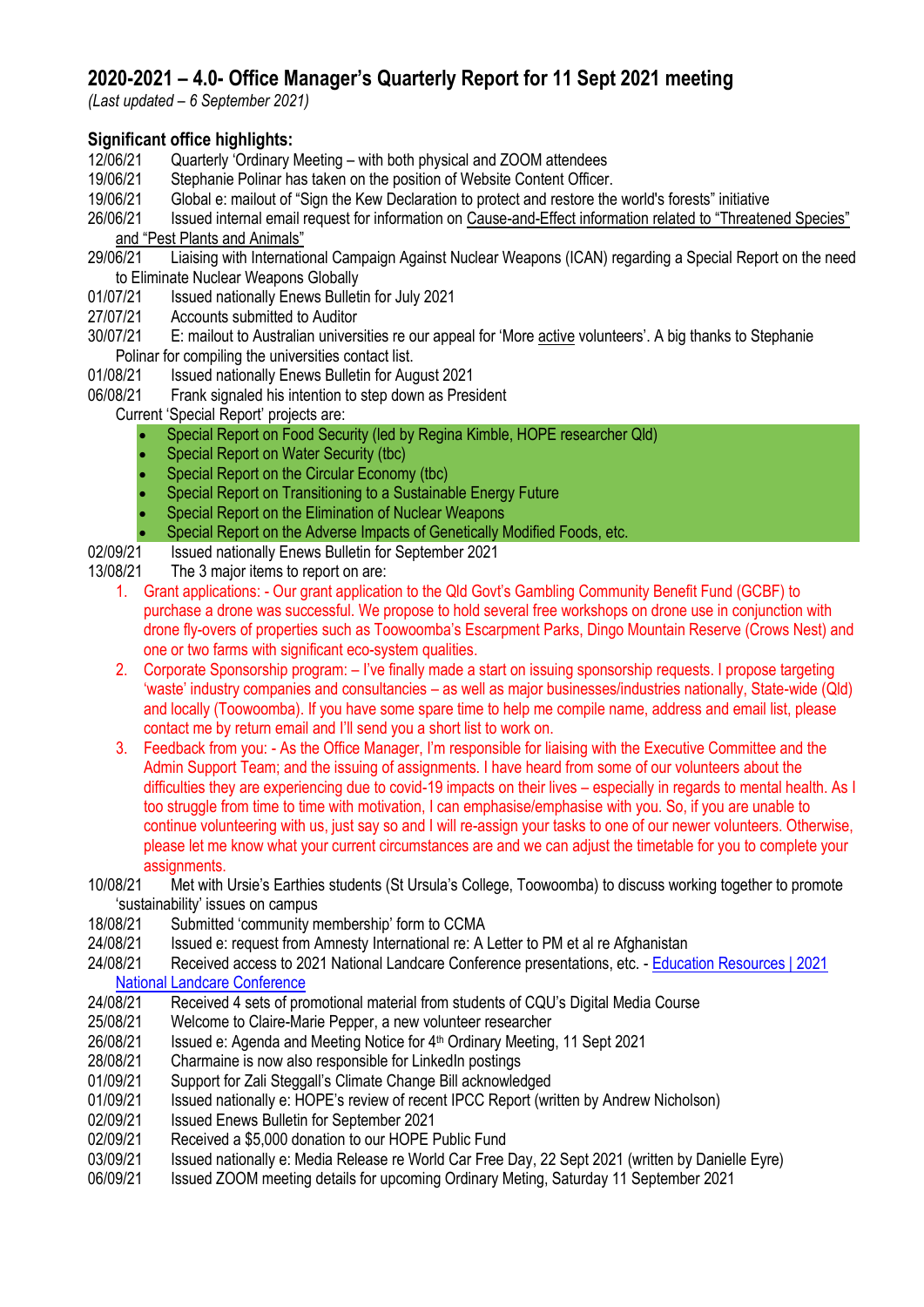# 2020-2021 – 4.0- Office Manager's Quarterly Report for 11 Sept 2021 meeting

*(Last updated – 6 September 2021)*

**Significant office highlights:**

12/06/21 Quarterly 'Ordinary Meeting – with both physical and ZOOM attendees

19/06/21 Stephanie Polinar has taken on the position of Website Content Officer.

19/06/21 Global e: mailout of "Sign the Kew Declaration to protect and restore the world's forests" initiative

26/06/21 Issued internal email request for information on Cause-and-Effect information related to "Threatened Species" and "Pest Plants and Animals"

29/06/21 Liaising with International Campaign Against Nuclear Weapons (ICAN) regarding a Special Report on the need to Eliminate Nuclear Weapons Globally

01/07/21 Issued nationally Enews Bulletin for July 2021

27/07/21 Accounts submitted to Auditor

30/07/21 E: mailout to Australian universities re our appeal for 'More active volunteers'. A big thanks to Stephanie Polinar for compiling the universities contact list.

01/08/21 Issued nationally Enews Bulletin for August 2021

06/08/21 Frank signaled his intention to step down as President

Current 'Special Report' projects are:

- Special Report on Food Security (led by Regina Kimble, HOPE researcher Qld)
- Special Report on Water Security (tbc)
- Special Report on the Circular Economy (tbc)
- Special Report on Transitioning to a Sustainable Energy Future
- Special Report on the Elimination of Nuclear Weapons
- Special Report on the Adverse Impacts of Genetically Modified Foods, etc.

02/09/21 Issued nationally Enews Bulletin for September 2021

13/08/21 The 3 major items to report on are:

1. Grant applications: - Our grant application to the Qld Govt's Gambling Community Benefit Fund (GCBF) to purchase a drone was successful. We propose to hold several free workshops on drone use in conjunction with drone fly-overs of properties such as Toowoomba's Escarpment Parks, Dingo Mountain Reserve (Crows Nest) and one or two farms with significant eco-system qualities.
2. Corporate Sponsorship program: – I've finally made a start on issuing sponsorship requests. I propose targeting 'waste' industry companies and consultancies – as well as major businesses/industries nationally, State-wide (Qld) and locally (Toowoomba). If you have some spare time to help me compile name, address and email list, please contact me by return email and I'll send you a short list to work on.
3. Feedback from you: - As the Office Manager, I'm responsible for liaising with the Executive Committee and the Admin Support Team; and the issuing of assignments. I have heard from some of our volunteers about the difficulties they are experiencing due to covid-19 impacts on their lives – especially in regards to mental health. As I too struggle from time to time with motivation, I can emphasise/emphasise with you. So, if you are unable to continue volunteering with us, just say so and I will re-assign your tasks to one of our newer volunteers. Otherwise, please let me know what your current circumstances are and we can adjust the timetable for you to complete your assignments.

10/08/21 Met with Ursie's Earthies students (St Ursula's College, Toowoomba) to discuss working together to promote 'sustainability' issues on campus

18/08/21 Submitted 'community membership' form to CCMA

24/08/21 Issued e: request from Amnesty International re: A Letter to PM et al re Afghanistan

24/08/21 Received access to 2021 National Landcare Conference presentations, etc. - Education Resources | 2021 National Landcare Conference

24/08/21 Received 4 sets of promotional material from students of CQU's Digital Media Course

25/08/21 Welcome to Claire-Marie Pepper, a new volunteer researcher

26/08/21 Issued e: Agenda and Meeting Notice for 4th Ordinary Meeting, 11 Sept 2021

28/08/21 Charmaine is now also responsible for LinkedIn postings

01/09/21 Support for Zali Steggall's Climate Change Bill acknowledged

01/09/21 Issued nationally e: HOPE's review of recent IPCC Report (written by Andrew Nicholson)

02/09/21 Issued Enews Bulletin for September 2021

02/09/21 Received a $5,000 donation to our HOPE Public Fund

03/09/21 Issued nationally e: Media Release re World Car Free Day, 22 Sept 2021 (written by Danielle Eyre)

06/09/21 Issued ZOOM meeting details for upcoming Ordinary Meting, Saturday 11 September 2021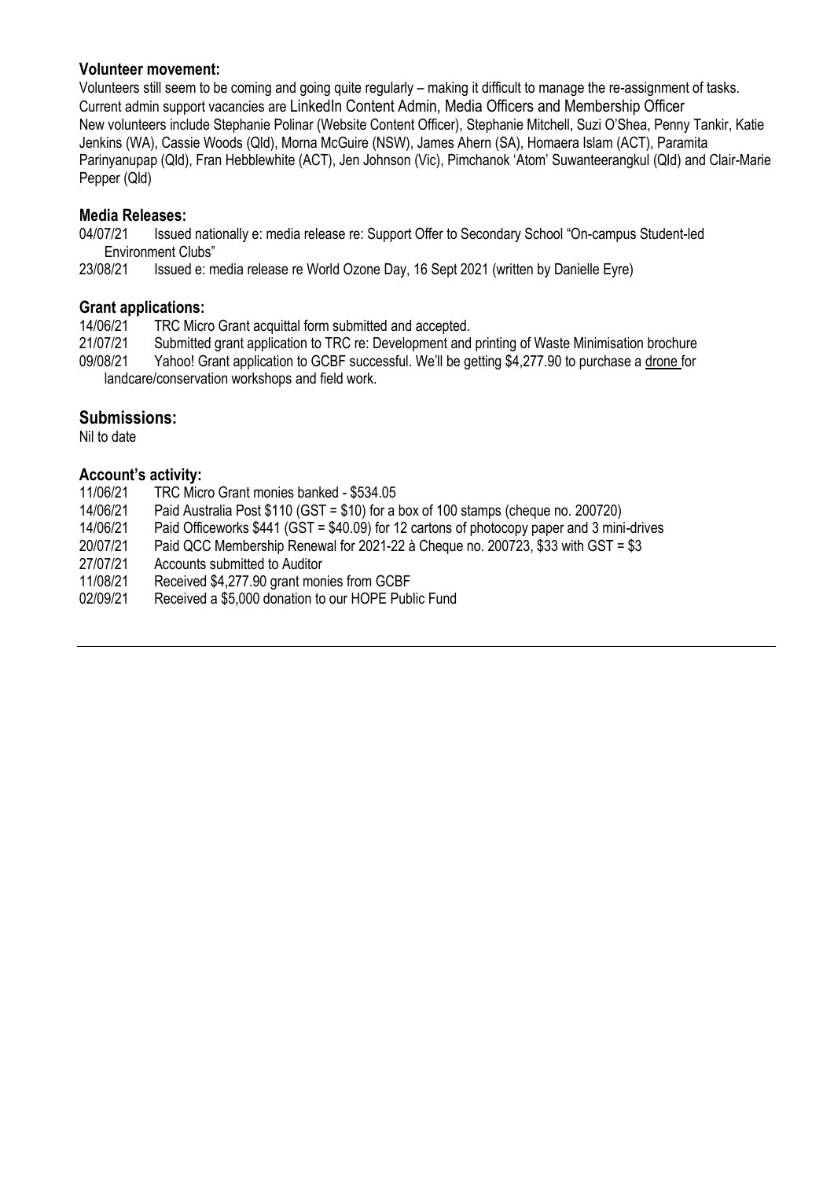**Volunteer movement:**

Volunteers still seem to be coming and going quite regularly – making it difficult to manage the re-assignment of tasks.
Current admin support vacancies are LinkedIn Content Admin, Media Officers and Membership Officer
New volunteers include Stephanie Polinar (Website Content Officer), Stephanie Mitchell, Suzi O'Shea, Penny Tankir, Katie Jenkins (WA), Cassie Woods (Qld), Morna McGuire (NSW), James Ahern (SA), Homaera Islam (ACT), Paramita Parinyanupap (Qld), Fran Hebblewhite (ACT), Jen Johnson (Vic), Pimchanok 'Atom' Suwanteerangkul (Qld) and Clair-Marie Pepper (Qld)

**Media Releases:**

04/07/21 Issued nationally e: media release re: Support Offer to Secondary School "On-campus Student-led Environment Clubs"
23/08/21 Issued e: media release re World Ozone Day, 16 Sept 2021 (written by Danielle Eyre)

**Grant applications:**

14/06/21 TRC Micro Grant acquittal form submitted and accepted.
21/07/21 Submitted grant application to TRC re: Development and printing of Waste Minimisation brochure
09/08/21 Yahoo! Grant application to GCBF successful. We'll be getting $4,277.90 to purchase a drone for landcare/conservation workshops and field work.

**Submissions:**

Nil to date

**Account's activity:**

11/06/21 TRC Micro Grant monies banked - $534.05
14/06/21 Paid Australia Post $110 (GST = $10) for a box of 100 stamps (cheque no. 200720)
14/06/21 Paid Officeworks $441 (GST = $40.09) for 12 cartons of photocopy paper and 3 mini-drives
20/07/21 Paid QCC Membership Renewal for 2021-22 à Cheque no. 200723, $33 with GST = $3
27/07/21 Accounts submitted to Auditor
11/08/21 Received $4,277.90 grant monies from GCBF
02/09/21 Received a $5,000 donation to our HOPE Public Fund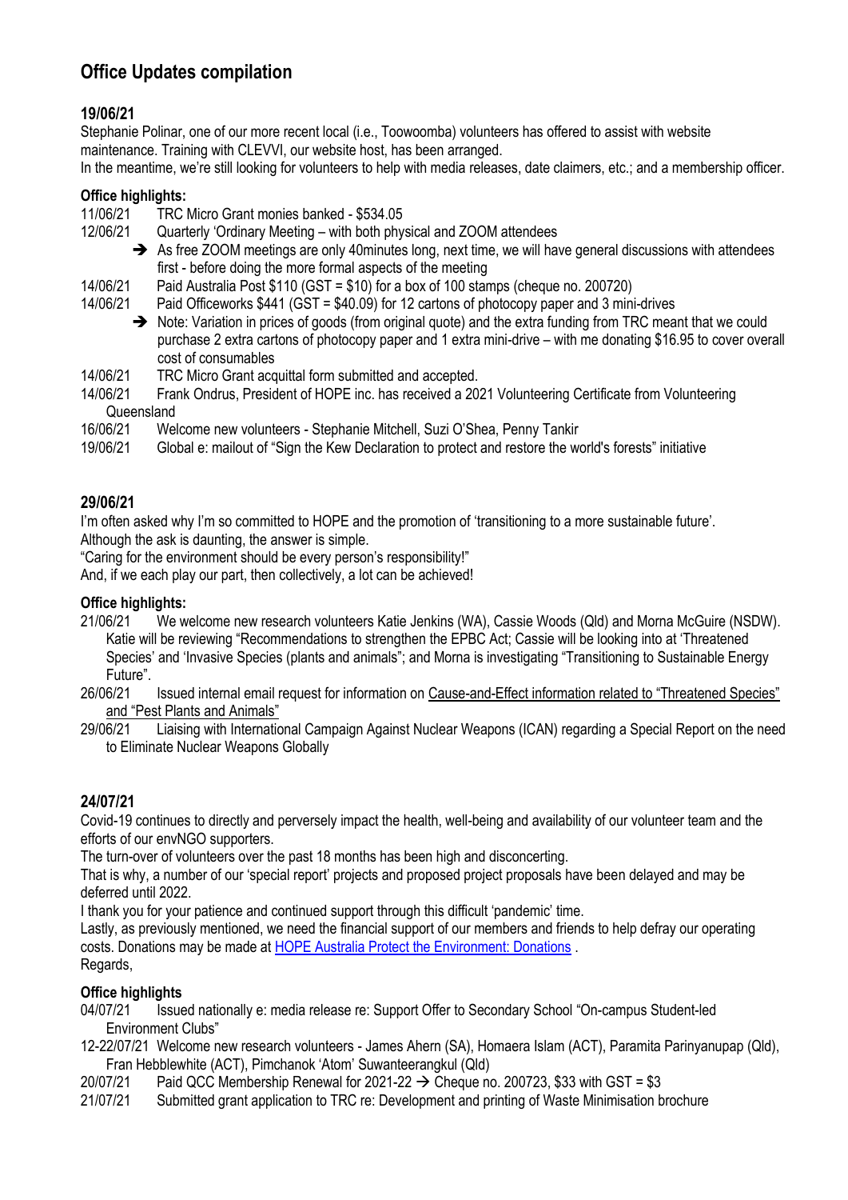# Office Updates compilation

## 19/06/21

Stephanie Polinar, one of our more recent local (i.e., Toowoomba) volunteers has offered to assist with website maintenance. Training with CLEVVI, our website host, has been arranged.
In the meantime, we're still looking for volunteers to help with media releases, date claimers, etc.; and a membership officer.

### Office highlights:

- 11/06/21 TRC Micro Grant monies banked - $534.05
- 12/06/21 Quarterly 'Ordinary Meeting – with both physical and ZOOM attendees
  - ➔ As free ZOOM meetings are only 40minutes long, next time, we will have general discussions with attendees first - before doing the more formal aspects of the meeting
- 14/06/21 Paid Australia Post $110 (GST = $10) for a box of 100 stamps (cheque no. 200720)
- 14/06/21 Paid Officeworks $441 (GST = $40.09) for 12 cartons of photocopy paper and 3 mini-drives
  - ➔ Note: Variation in prices of goods (from original quote) and the extra funding from TRC meant that we could purchase 2 extra cartons of photocopy paper and 1 extra mini-drive – with me donating $16.95 to cover overall cost of consumables
- 14/06/21 TRC Micro Grant acquittal form submitted and accepted.
- 14/06/21 Frank Ondrus, President of HOPE inc. has received a 2021 Volunteering Certificate from Volunteering Queensland
- 16/06/21 Welcome new volunteers - Stephanie Mitchell, Suzi O'Shea, Penny Tankir
- 19/06/21 Global e: mailout of "Sign the Kew Declaration to protect and restore the world's forests" initiative

## 29/06/21

I'm often asked why I'm so committed to HOPE and the promotion of 'transitioning to a more sustainable future'.
Although the ask is daunting, the answer is simple.
"Caring for the environment should be every person's responsibility!"
And, if we each play our part, then collectively, a lot can be achieved!

### Office highlights:

- 21/06/21 We welcome new research volunteers Katie Jenkins (WA), Cassie Woods (Qld) and Morna McGuire (NSDW). Katie will be reviewing "Recommendations to strengthen the EPBC Act; Cassie will be looking into at 'Threatened Species' and 'Invasive Species (plants and animals"; and Morna is investigating "Transitioning to Sustainable Energy Future".
- 26/06/21 Issued internal email request for information on Cause-and-Effect information related to "Threatened Species" and "Pest Plants and Animals"
- 29/06/21 Liaising with International Campaign Against Nuclear Weapons (ICAN) regarding a Special Report on the need to Eliminate Nuclear Weapons Globally

## 24/07/21

Covid-19 continues to directly and perversely impact the health, well-being and availability of our volunteer team and the efforts of our envNGO supporters.
The turn-over of volunteers over the past 18 months has been high and disconcerting.
That is why, a number of our 'special report' projects and proposed project proposals have been delayed and may be deferred until 2022.
I thank you for your patience and continued support through this difficult 'pandemic' time.
Lastly, as previously mentioned, we need the financial support of our members and friends to help defray our operating costs. Donations may be made at HOPE Australia Protect the Environment: Donations .
Regards,

### Office highlights

- 04/07/21 Issued nationally e: media release re: Support Offer to Secondary School "On-campus Student-led Environment Clubs"
- 12-22/07/21 Welcome new research volunteers - James Ahern (SA), Homaera Islam (ACT), Paramita Parinyanupap (Qld), Fran Hebblewhite (ACT), Pimchanok 'Atom' Suwanteerangkul (Qld)
- 20/07/21 Paid QCC Membership Renewal for 2021-22 → Cheque no. 200723, $33 with GST = $3
- 21/07/21 Submitted grant application to TRC re: Development and printing of Waste Minimisation brochure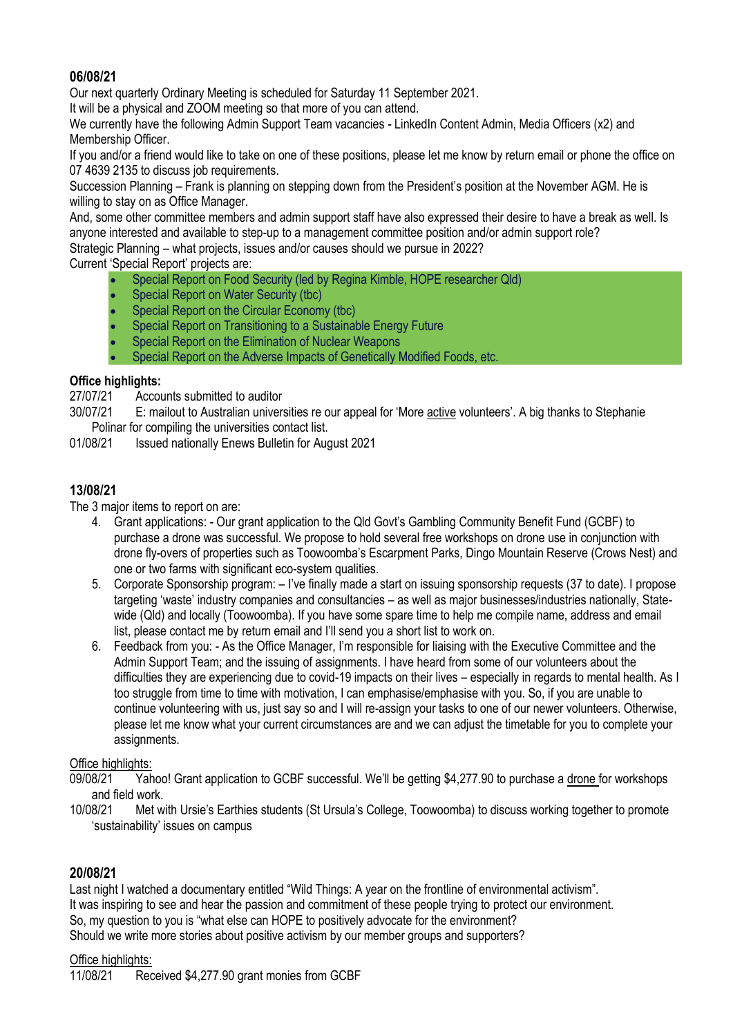**06/08/21**

Our next quarterly Ordinary Meeting is scheduled for Saturday 11 September 2021.
It will be a physical and ZOOM meeting so that more of you can attend.
We currently have the following Admin Support Team vacancies - LinkedIn Content Admin, Media Officers (x2) and Membership Officer.
If you and/or a friend would like to take on one of these positions, please let me know by return email or phone the office on 07 4639 2135 to discuss job requirements.
Succession Planning – Frank is planning on stepping down from the President's position at the November AGM. He is willing to stay on as Office Manager.
And, some other committee members and admin support staff have also expressed their desire to have a break as well. Is anyone interested and available to step-up to a management committee position and/or admin support role?
Strategic Planning – what projects, issues and/or causes should we pursue in 2022?
Current 'Special Report' projects are:

- Special Report on Food Security (led by Regina Kimble, HOPE researcher Qld)
- Special Report on Water Security (tbc)
- Special Report on the Circular Economy (tbc)
- Special Report on Transitioning to a Sustainable Energy Future
- Special Report on the Elimination of Nuclear Weapons
- Special Report on the Adverse Impacts of Genetically Modified Foods, etc.

**Office highlights:**

27/07/21 Accounts submitted to auditor
30/07/21 E: mailout to Australian universities re our appeal for 'More active volunteers'. A big thanks to Stephanie Polinar for compiling the universities contact list.
01/08/21 Issued nationally Enews Bulletin for August 2021

**13/08/21**

The 3 major items to report on are:

4. Grant applications: - Our grant application to the Qld Govt's Gambling Community Benefit Fund (GCBF) to purchase a drone was successful. We propose to hold several free workshops on drone use in conjunction with drone fly-overs of properties such as Toowoomba's Escarpment Parks, Dingo Mountain Reserve (Crows Nest) and one or two farms with significant eco-system qualities.
5. Corporate Sponsorship program: – I've finally made a start on issuing sponsorship requests (37 to date). I propose targeting 'waste' industry companies and consultancies – as well as major businesses/industries nationally, State-wide (Qld) and locally (Toowoomba). If you have some spare time to help me compile name, address and email list, please contact me by return email and I'll send you a short list to work on.
6. Feedback from you: - As the Office Manager, I'm responsible for liaising with the Executive Committee and the Admin Support Team; and the issuing of assignments. I have heard from some of our volunteers about the difficulties they are experiencing due to covid-19 impacts on their lives – especially in regards to mental health. As I too struggle from time to time with motivation, I can emphasise/emphasise with you. So, if you are unable to continue volunteering with us, just say so and I will re-assign your tasks to one of our newer volunteers. Otherwise, please let me know what your current circumstances are and we can adjust the timetable for you to complete your assignments.

Office highlights:

09/08/21 Yahoo! Grant application to GCBF successful. We'll be getting $4,277.90 to purchase a drone for workshops and field work.
10/08/21 Met with Ursie's Earthies students (St Ursula's College, Toowoomba) to discuss working together to promote 'sustainability' issues on campus

**20/08/21**

Last night I watched a documentary entitled "Wild Things: A year on the frontline of environmental activism".
It was inspiring to see and hear the passion and commitment of these people trying to protect our environment.
So, my question to you is "what else can HOPE to positively advocate for the environment?
Should we write more stories about positive activism by our member groups and supporters?

Office highlights:

11/08/21 Received $4,277.90 grant monies from GCBF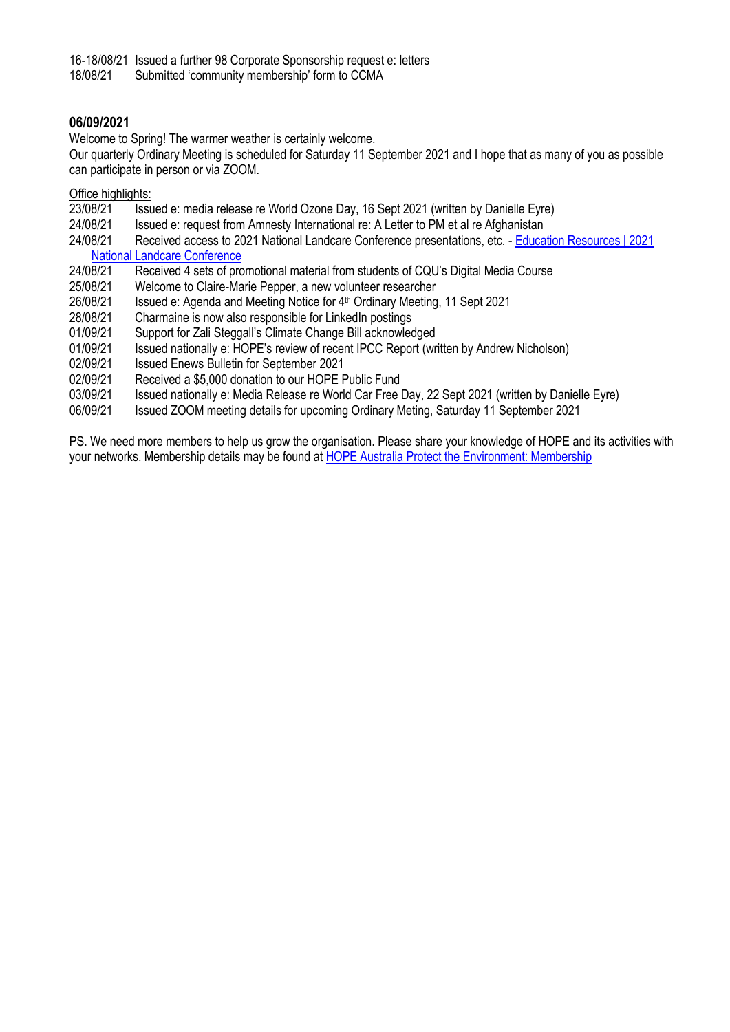16-18/08/21 Issued a further 98 Corporate Sponsorship request e: letters
18/08/21 Submitted 'community membership' form to CCMA

**06/09/2021**

Welcome to Spring! The warmer weather is certainly welcome.

Our quarterly Ordinary Meeting is scheduled for Saturday 11 September 2021 and I hope that as many of you as possible can participate in person or via ZOOM.

Office highlights:

23/08/21 Issued e: media release re World Ozone Day, 16 Sept 2021 (written by Danielle Eyre)
24/08/21 Issued e: request from Amnesty International re: A Letter to PM et al re Afghanistan
24/08/21 Received access to 2021 National Landcare Conference presentations, etc. - [Education Resources | 2021 National Landcare Conference]()
24/08/21 Received 4 sets of promotional material from students of CQU's Digital Media Course
25/08/21 Welcome to Claire-Marie Pepper, a new volunteer researcher
26/08/21 Issued e: Agenda and Meeting Notice for 4th Ordinary Meeting, 11 Sept 2021
28/08/21 Charmaine is now also responsible for LinkedIn postings
01/09/21 Support for Zali Steggall's Climate Change Bill acknowledged
01/09/21 Issued nationally e: HOPE's review of recent IPCC Report (written by Andrew Nicholson)
02/09/21 Issued Enews Bulletin for September 2021
02/09/21 Received a $5,000 donation to our HOPE Public Fund
03/09/21 Issued nationally e: Media Release re World Car Free Day, 22 Sept 2021 (written by Danielle Eyre)
06/09/21 Issued ZOOM meeting details for upcoming Ordinary Meting, Saturday 11 September 2021

PS. We need more members to help us grow the organisation. Please share your knowledge of HOPE and its activities with your networks. Membership details may be found at [HOPE Australia Protect the Environment: Membership]()